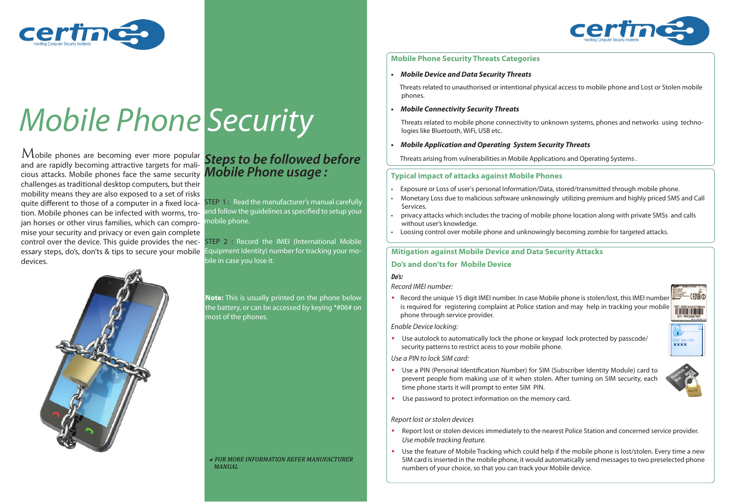# Mobile Phone Security

Mobile phones are becoming ever more popular and are rapidly becoming attractive targets for malicious attacks. Mobile phones face the same security challenges as traditional desktop computers, but their mobility means they are also exposed to a set of risks quite different to those of a computer in a fixed location. Mobile phones can be infected with worms, trojan horses or other virus families, which can compromise your security and privacy or even gain complete control over the device. This guide provides the necessary steps, do's, don'ts & tips to secure your mobile devices.

## *Steps to be followed before Mobile Phone usage :*

STEP 1 : Read the manufacturer's manual carefully and follow the guidelines as specified to setup your mobile phone.

STEP 2 : Record the IMEI (International Mobile Equipment Identity) number for tracking your mobile in case you lose it.

**Note:** This is usually printed on the phone below the battery, or can be accessed by keying *#06# on most of the phones.

✔ *FOR MORE INFORMATION REFER MANUFACTURER MANUAL*

## Mobile Phone Security Threats Categories

- ***Mobile Device and Data Security Threats***

  Threats related to unauthorised or intentional physical access to mobile phone and Lost or Stolen mobile phones.

- ***Mobile Connectivity Security Threats***

  Threats related to mobile phone connectivity to unknown systems, phones and networks using technologies like Bluetooth, WiFi, USB etc.

- ***Mobile Application and Operating System Security Threats***

  Threats arising from vulnerabilities in Mobile Applications and Operating Systems .

## Typical impact of attacks against Mobile Phones

- Exposure or Loss of user's personal Information/Data, stored/transmitted through mobile phone.
- Monetary Loss due to malicious software unknowingly utilizing premium and highly priced SMS and Call Services.
- privacy attacks which includes the tracing of mobile phone location along with private SMSs and calls without user's knowledge.
- Loosing control over mobile phone and unknowingly becoming zombie for targeted attacks.

## Mitigation against Mobile Device and Data Security Attacks

### Do's and don'ts for Mobile Device

***Do's:***

*Record IMEI number:*

- Record the unique 15 digit IMEI number. In case Mobile phone is stolen/lost, this IMEI number is required for registering complaint at Police station and may help in tracking your mobile phone through service provider.

*Enable Device locking:*

- Use autolock to automatically lock the phone or keypad lock protected by passcode/ security patterns to restrict acess to your mobile phone.

*Use a PIN to lock SIM card:*

- Use a PIN (Personal Identification Number) for SIM (Subscriber Identity Module) card to prevent people from making use of it when stolen. After turning on SIM security, each time phone starts it will prompt to enter SIM PIN.
- Use password to protect information on the memory card.

*Report lost or stolen devices*

- Report lost or stolen devices immediately to the nearest Police Station and concerned service provider.

  *Use mobile tracking feature.*

- Use the feature of Mobile Tracking which could help if the mobile phone is lost/stolen. Every time a new SIM card is inserted in the mobile phone, it would automatically send messages to two preselected phone numbers of your choice, so that you can track your Mobile device.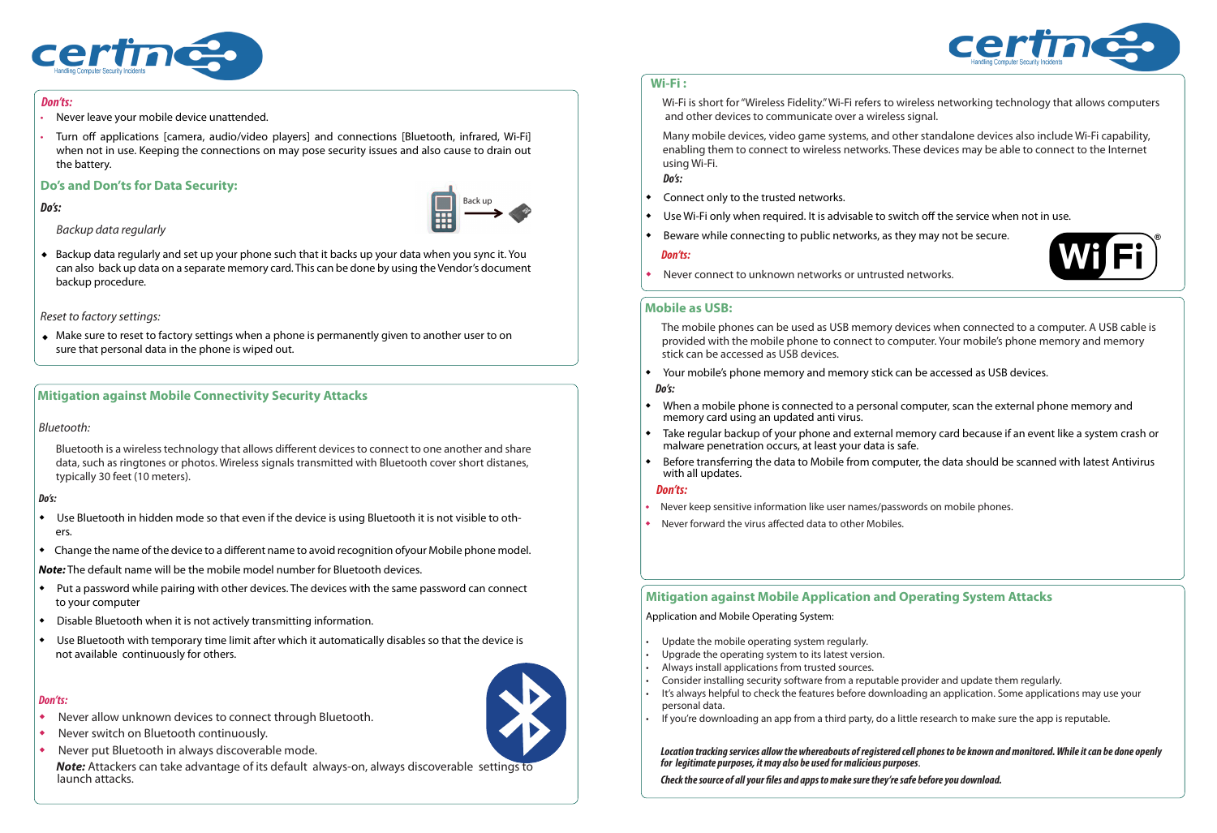**Don'ts:**

- Never leave your mobile device unattended.
- Turn off applications [camera, audio/video players] and connections [Bluetooth, infrared, Wi-Fi] when not in use. Keeping the connections on may pose security issues and also cause to drain out the battery.

## Do's and Don'ts for Data Security:

**Do's:**

*Backup data regularly*

Back up

- Backup data regularly and set up your phone such that it backs up your data when you sync it. You can also back up data on a separate memory card. This can be done by using the Vendor's document backup procedure.

*Reset to factory settings:*

- Make sure to reset to factory settings when a phone is permanently given to another user to on sure that personal data in the phone is wiped out.

## Mitigation against Mobile Connectivity Security Attacks

*Bluetooth:*

Bluetooth is a wireless technology that allows different devices to connect to one another and share data, such as ringtones or photos. Wireless signals transmitted with Bluetooth cover short distanes, typically 30 feet (10 meters).

**Do's:**

- Use Bluetooth in hidden mode so that even if the device is using Bluetooth it is not visible to others.
- Change the name of the device to a different name to avoid recognition ofyour Mobile phone model.

***Note:*** The default name will be the mobile model number for Bluetooth devices.

- Put a password while pairing with other devices. The devices with the same password can connect to your computer
- Disable Bluetooth when it is not actively transmitting information.
- Use Bluetooth with temporary time limit after which it automatically disables so that the device is not available continuously for others.

**Don'ts:**

- Never allow unknown devices to connect through Bluetooth.
- Never switch on Bluetooth continuously.
- Never put Bluetooth in always discoverable mode.

***Note:*** Attackers can take advantage of its default always-on, always discoverable settings to launch attacks.

## Wi-Fi :

Wi-Fi is short for "Wireless Fidelity." Wi-Fi refers to wireless networking technology that allows computers and other devices to communicate over a wireless signal.

Many mobile devices, video game systems, and other standalone devices also include Wi-Fi capability, enabling them to connect to wireless networks. These devices may be able to connect to the Internet using Wi-Fi.

**Do's:**

- Connect only to the trusted networks.
- Use Wi-Fi only when required. It is advisable to switch off the service when not in use.
- Beware while connecting to public networks, as they may not be secure.

**Don'ts:**

- Never connect to unknown networks or untrusted networks.

## Mobile as USB:

The mobile phones can be used as USB memory devices when connected to a computer. A USB cable is provided with the mobile phone to connect to computer. Your mobile's phone memory and memory stick can be accessed as USB devices.

- Your mobile's phone memory and memory stick can be accessed as USB devices.

**Do's:**

- When a mobile phone is connected to a personal computer, scan the external phone memory and memory card using an updated anti virus.
- Take regular backup of your phone and external memory card because if an event like a system crash or malware penetration occurs, at least your data is safe.
- Before transferring the data to Mobile from computer, the data should be scanned with latest Antivirus with all updates.

**Don'ts:**

- Never keep sensitive information like user names/passwords on mobile phones.
- Never forward the virus affected data to other Mobiles.

## Mitigation against Mobile Application and Operating System Attacks

Application and Mobile Operating System:

- Update the mobile operating system regularly.
- Upgrade the operating system to its latest version.
- Always install applications from trusted sources.
- Consider installing security software from a reputable provider and update them regularly.
- It's always helpful to check the features before downloading an application. Some applications may use your personal data.
- If you're downloading an app from a third party, do a little research to make sure the app is reputable.

***Location tracking services allow the whereabouts of registered cell phones to be known and monitored. While it can be done openly for legitimate purposes, it may also be used for malicious purposes.***

***Check the source of all your files and apps to make sure they're safe before you download.***